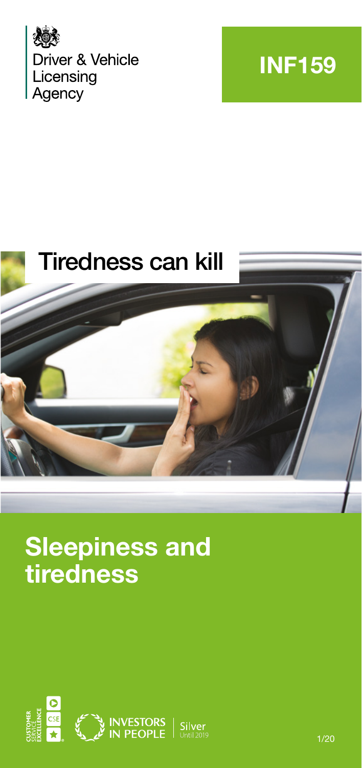Driver & Vehicle Licensing Agency

**INF159**

Tiredness can kill

# Sleepiness and tiredness

INVESTORS IN PEOPLE Silver Until 2019

CUSTOMER SERVICE EXCELLENCE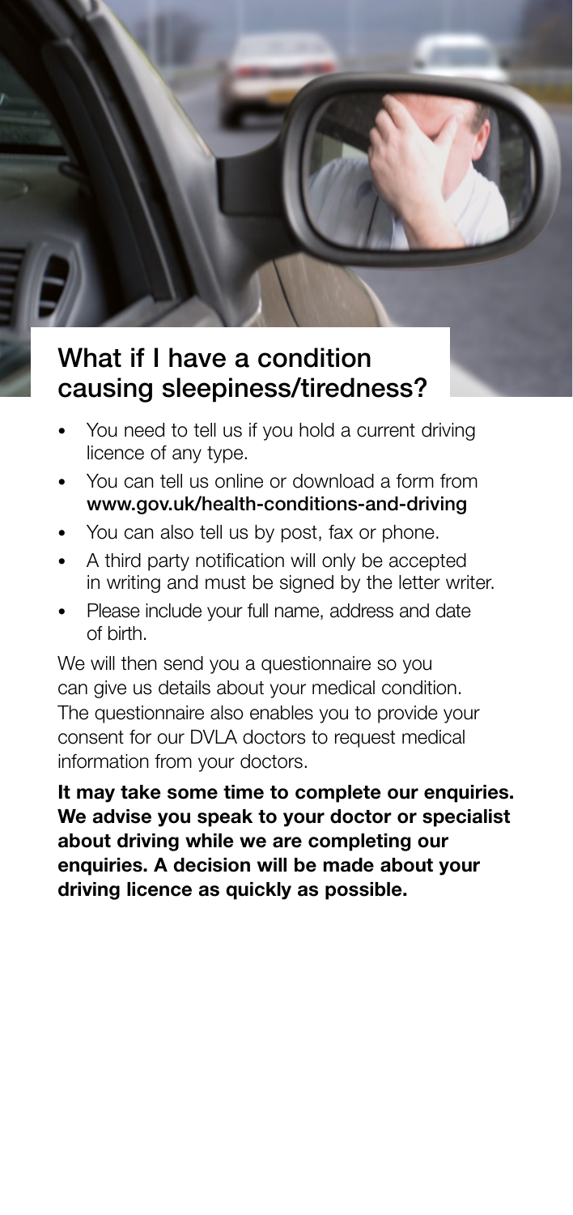## What if I have a condition causing sleepiness/tiredness?

- You need to tell us if you hold a current driving licence of any type.
- You can tell us online or download a form from **www.gov.uk/health-conditions-and-driving**
- You can also tell us by post, fax or phone.
- A third party notification will only be accepted in writing and must be signed by the letter writer.
- Please include your full name, address and date of birth.

We will then send you a questionnaire so you can give us details about your medical condition. The questionnaire also enables you to provide your consent for our DVLA doctors to request medical information from your doctors.

**It may take some time to complete our enquiries. We advise you speak to your doctor or specialist about driving while we are completing our enquiries. A decision will be made about your driving licence as quickly as possible.**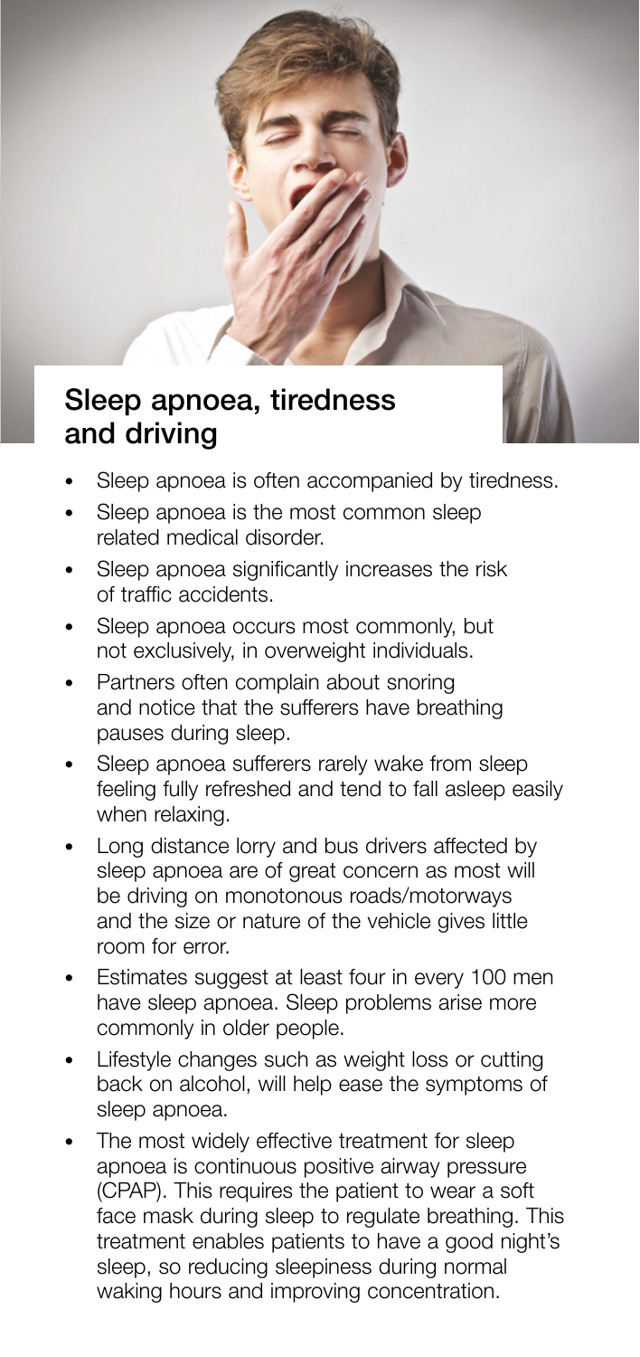## Sleep apnoea, tiredness and driving

- Sleep apnoea is often accompanied by tiredness.
- Sleep apnoea is the most common sleep related medical disorder.
- Sleep apnoea significantly increases the risk of traffic accidents.
- Sleep apnoea occurs most commonly, but not exclusively, in overweight individuals.
- Partners often complain about snoring and notice that the sufferers have breathing pauses during sleep.
- Sleep apnoea sufferers rarely wake from sleep feeling fully refreshed and tend to fall asleep easily when relaxing.
- Long distance lorry and bus drivers affected by sleep apnoea are of great concern as most will be driving on monotonous roads/motorways and the size or nature of the vehicle gives little room for error.
- Estimates suggest at least four in every 100 men have sleep apnoea. Sleep problems arise more commonly in older people.
- Lifestyle changes such as weight loss or cutting back on alcohol, will help ease the symptoms of sleep apnoea.
- The most widely effective treatment for sleep apnoea is continuous positive airway pressure (CPAP). This requires the patient to wear a soft face mask during sleep to regulate breathing. This treatment enables patients to have a good night's sleep, so reducing sleepiness during normal waking hours and improving concentration.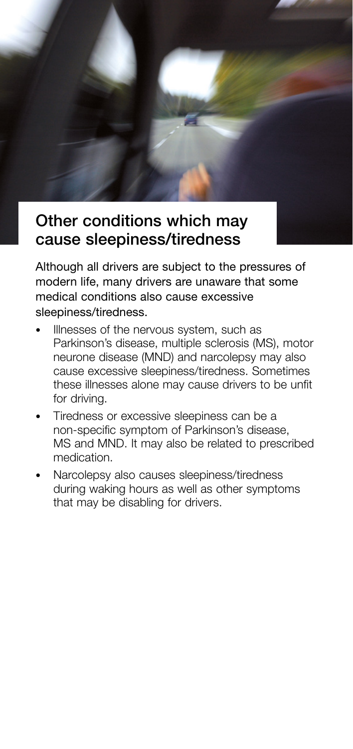## Other conditions which may cause sleepiness/tiredness

Although all drivers are subject to the pressures of modern life, many drivers are unaware that some medical conditions also cause excessive sleepiness/tiredness.

- Illnesses of the nervous system, such as Parkinson's disease, multiple sclerosis (MS), motor neurone disease (MND) and narcolepsy may also cause excessive sleepiness/tiredness. Sometimes these illnesses alone may cause drivers to be unfit for driving.
- Tiredness or excessive sleepiness can be a non-specific symptom of Parkinson's disease, MS and MND. It may also be related to prescribed medication.
- Narcolepsy also causes sleepiness/tiredness during waking hours as well as other symptoms that may be disabling for drivers.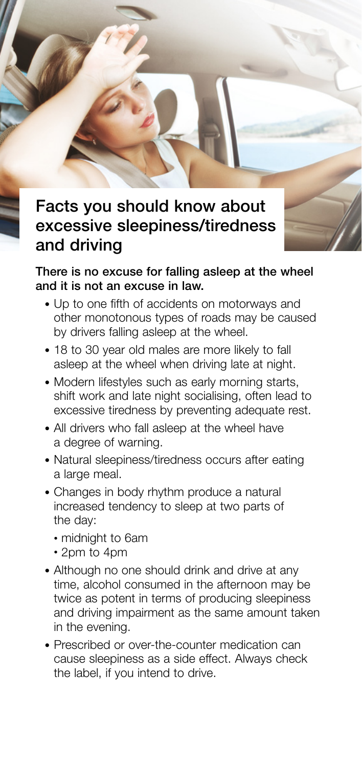## Facts you should know about excessive sleepiness/tiredness and driving

**There is no excuse for falling asleep at the wheel and it is not an excuse in law.**

- Up to one fifth of accidents on motorways and other monotonous types of roads may be caused by drivers falling asleep at the wheel.
- 18 to 30 year old males are more likely to fall asleep at the wheel when driving late at night.
- Modern lifestyles such as early morning starts, shift work and late night socialising, often lead to excessive tiredness by preventing adequate rest.
- All drivers who fall asleep at the wheel have a degree of warning.
- Natural sleepiness/tiredness occurs after eating a large meal.
- Changes in body rhythm produce a natural increased tendency to sleep at two parts of the day:
  - midnight to 6am
  - 2pm to 4pm
- Although no one should drink and drive at any time, alcohol consumed in the afternoon may be twice as potent in terms of producing sleepiness and driving impairment as the same amount taken in the evening.
- Prescribed or over-the-counter medication can cause sleepiness as a side effect. Always check the label, if you intend to drive.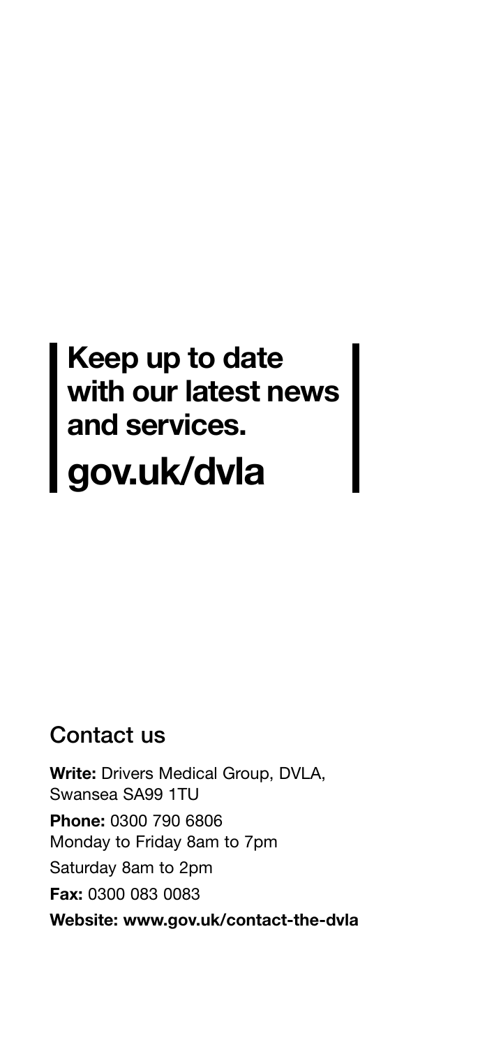**Keep up to date with our latest news and services.**

**gov.uk/dvla**

## Contact us

**Write:** Drivers Medical Group, DVLA, Swansea SA99 1TU

**Phone:** 0300 790 6806
Monday to Friday 8am to 7pm
Saturday 8am to 2pm

**Fax:** 0300 083 0083

**Website: www.gov.uk/contact-the-dvla**